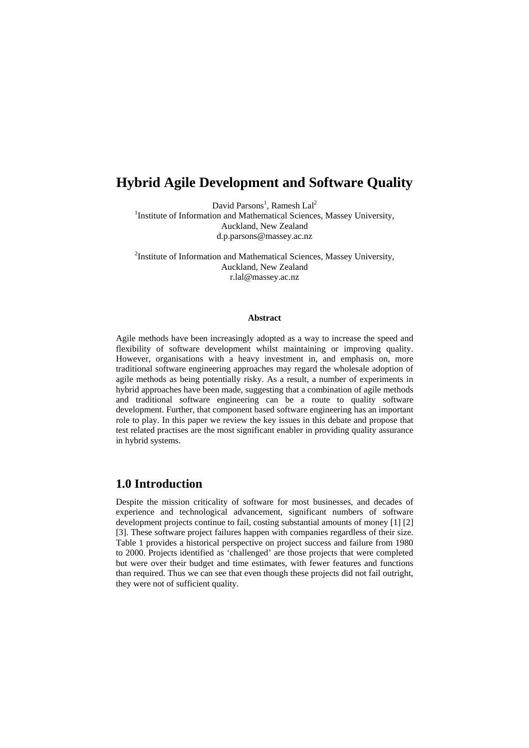# Hybrid Agile Development and Software Quality

David Parsons[1], Ramesh Lal[2]

[1]Institute of Information and Mathematical Sciences, Massey University, Auckland, New Zealand
d.p.parsons@massey.ac.nz

[2]Institute of Information and Mathematical Sciences, Massey University, Auckland, New Zealand
r.lal@massey.ac.nz

**Abstract**

Agile methods have been increasingly adopted as a way to increase the speed and flexibility of software development whilst maintaining or improving quality. However, organisations with a heavy investment in, and emphasis on, more traditional software engineering approaches may regard the wholesale adoption of agile methods as being potentially risky. As a result, a number of experiments in hybrid approaches have been made, suggesting that a combination of agile methods and traditional software engineering can be a route to quality software development. Further, that component based software engineering has an important role to play. In this paper we review the key issues in this debate and propose that test related practises are the most significant enabler in providing quality assurance in hybrid systems.

## 1.0 Introduction

Despite the mission criticality of software for most businesses, and decades of experience and technological advancement, significant numbers of software development projects continue to fail, costing substantial amounts of money [1] [2] [3]. These software project failures happen with companies regardless of their size. Table 1 provides a historical perspective on project success and failure from 1980 to 2000. Projects identified as 'challenged' are those projects that were completed but were over their budget and time estimates, with fewer features and functions than required. Thus we can see that even though these projects did not fail outright, they were not of sufficient quality.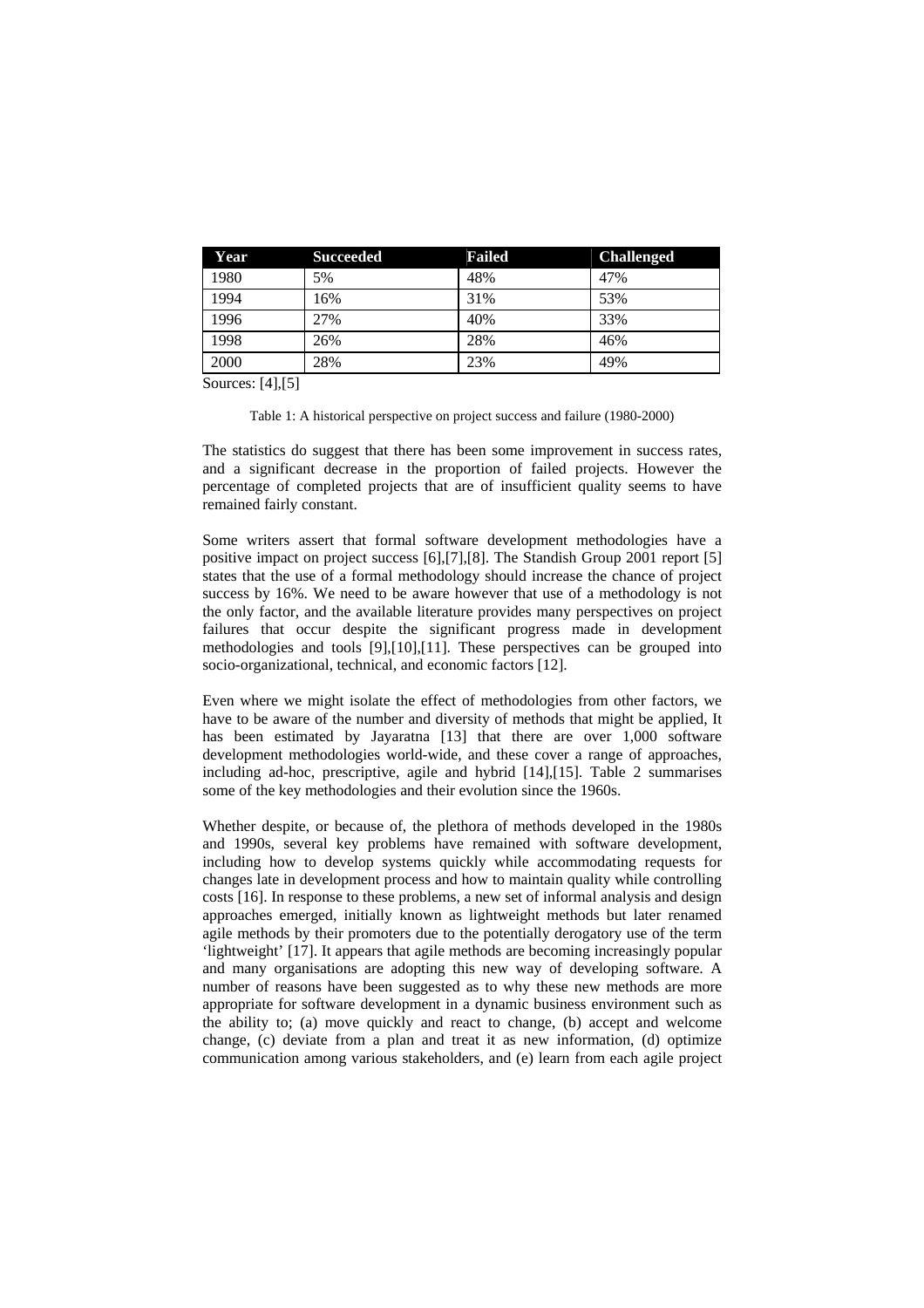| Year | Succeeded | Failed | Challenged |
|---|---|---|---|
| 1980 | 5% | 48% | 47% |
| 1994 | 16% | 31% | 53% |
| 1996 | 27% | 40% | 33% |
| 1998 | 26% | 28% | 46% |
| 2000 | 28% | 23% | 49% |

Sources: [4],[5]

Table 1: A historical perspective on project success and failure (1980-2000)

The statistics do suggest that there has been some improvement in success rates, and a significant decrease in the proportion of failed projects. However the percentage of completed projects that are of insufficient quality seems to have remained fairly constant.

Some writers assert that formal software development methodologies have a positive impact on project success [6],[7],[8]. The Standish Group 2001 report [5] states that the use of a formal methodology should increase the chance of project success by 16%. We need to be aware however that use of a methodology is not the only factor, and the available literature provides many perspectives on project failures that occur despite the significant progress made in development methodologies and tools [9],[10],[11]. These perspectives can be grouped into socio-organizational, technical, and economic factors [12].

Even where we might isolate the effect of methodologies from other factors, we have to be aware of the number and diversity of methods that might be applied, It has been estimated by Jayaratna [13] that there are over 1,000 software development methodologies world-wide, and these cover a range of approaches, including ad-hoc, prescriptive, agile and hybrid [14],[15]. Table 2 summarises some of the key methodologies and their evolution since the 1960s.

Whether despite, or because of, the plethora of methods developed in the 1980s and 1990s, several key problems have remained with software development, including how to develop systems quickly while accommodating requests for changes late in development process and how to maintain quality while controlling costs [16]. In response to these problems, a new set of informal analysis and design approaches emerged, initially known as lightweight methods but later renamed agile methods by their promoters due to the potentially derogatory use of the term 'lightweight' [17]. It appears that agile methods are becoming increasingly popular and many organisations are adopting this new way of developing software. A number of reasons have been suggested as to why these new methods are more appropriate for software development in a dynamic business environment such as the ability to; (a) move quickly and react to change, (b) accept and welcome change, (c) deviate from a plan and treat it as new information, (d) optimize communication among various stakeholders, and (e) learn from each agile project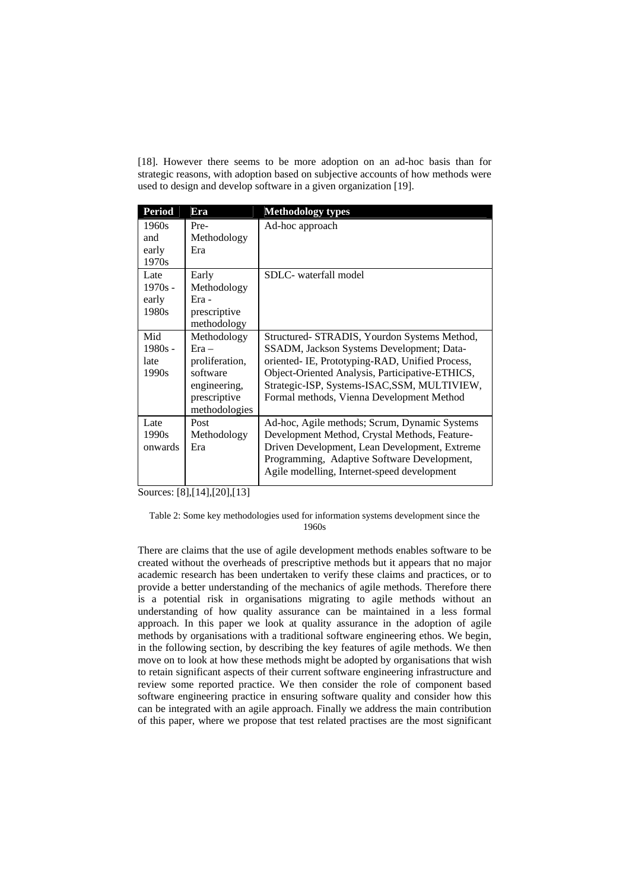[18]. However there seems to be more adoption on an ad-hoc basis than for strategic reasons, with adoption based on subjective accounts of how methods were used to design and develop software in a given organization [19].

| Period | Era | Methodology types |
|---|---|---|
| 1960s and early 1970s | Pre-Methodology Era | Ad-hoc approach |
| Late 1970s - early 1980s | Early Methodology Era - prescriptive methodology | SDLC- waterfall model |
| Mid 1980s - late 1990s | Methodology Era – proliferation, software engineering, prescriptive methodologies | Structured- STRADIS, Yourdon Systems Method, SSADM, Jackson Systems Development; Data-oriented- IE, Prototyping-RAD, Unified Process, Object-Oriented Analysis, Participative-ETHICS, Strategic-ISP, Systems-ISAC,SSM, MULTIVIEW, Formal methods, Vienna Development Method |
| Late 1990s onwards | Post Methodology Era | Ad-hoc, Agile methods; Scrum, Dynamic Systems Development Method, Crystal Methods, Feature-Driven Development, Lean Development, Extreme Programming, Adaptive Software Development, Agile modelling, Internet-speed development |

Sources: [8],[14],[20],[13]

Table 2: Some key methodologies used for information systems development since the 1960s

There are claims that the use of agile development methods enables software to be created without the overheads of prescriptive methods but it appears that no major academic research has been undertaken to verify these claims and practices, or to provide a better understanding of the mechanics of agile methods. Therefore there is a potential risk in organisations migrating to agile methods without an understanding of how quality assurance can be maintained in a less formal approach. In this paper we look at quality assurance in the adoption of agile methods by organisations with a traditional software engineering ethos. We begin, in the following section, by describing the key features of agile methods. We then move on to look at how these methods might be adopted by organisations that wish to retain significant aspects of their current software engineering infrastructure and review some reported practice. We then consider the role of component based software engineering practice in ensuring software quality and consider how this can be integrated with an agile approach. Finally we address the main contribution of this paper, where we propose that test related practises are the most significant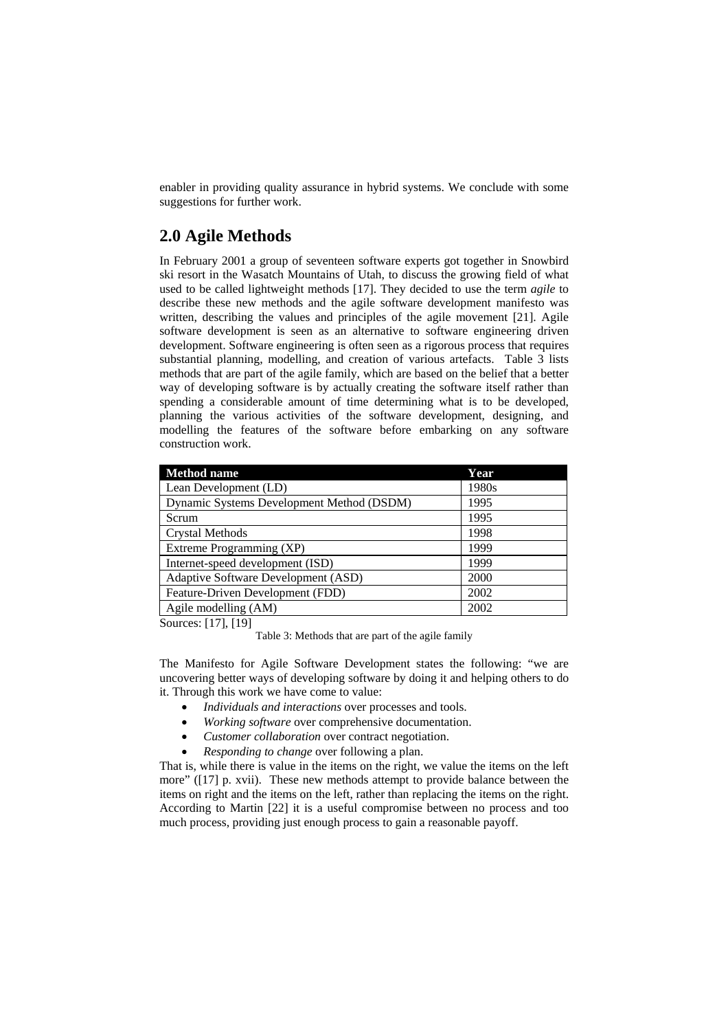enabler in providing quality assurance in hybrid systems. We conclude with some suggestions for further work.

## 2.0 Agile Methods

In February 2001 a group of seventeen software experts got together in Snowbird ski resort in the Wasatch Mountains of Utah, to discuss the growing field of what used to be called lightweight methods [17]. They decided to use the term *agile* to describe these new methods and the agile software development manifesto was written, describing the values and principles of the agile movement [21]. Agile software development is seen as an alternative to software engineering driven development. Software engineering is often seen as a rigorous process that requires substantial planning, modelling, and creation of various artefacts. Table 3 lists methods that are part of the agile family, which are based on the belief that a better way of developing software is by actually creating the software itself rather than spending a considerable amount of time determining what is to be developed, planning the various activities of the software development, designing, and modelling the features of the software before embarking on any software construction work.

| Method name | Year |
|---|---|
| Lean Development (LD) | 1980s |
| Dynamic Systems Development Method (DSDM) | 1995 |
| Scrum | 1995 |
| Crystal Methods | 1998 |
| Extreme Programming (XP) | 1999 |
| Internet-speed development (ISD) | 1999 |
| Adaptive Software Development (ASD) | 2000 |
| Feature-Driven Development (FDD) | 2002 |
| Agile modelling (AM) | 2002 |

Sources: [17], [19]

Table 3: Methods that are part of the agile family

The Manifesto for Agile Software Development states the following: "we are uncovering better ways of developing software by doing it and helping others to do it. Through this work we have come to value:

- *Individuals and interactions* over processes and tools.
- *Working software* over comprehensive documentation.
- *Customer collaboration* over contract negotiation.
- *Responding to change* over following a plan.

That is, while there is value in the items on the right, we value the items on the left more" ([17] p. xvii). These new methods attempt to provide balance between the items on right and the items on the left, rather than replacing the items on the right. According to Martin [22] it is a useful compromise between no process and too much process, providing just enough process to gain a reasonable payoff.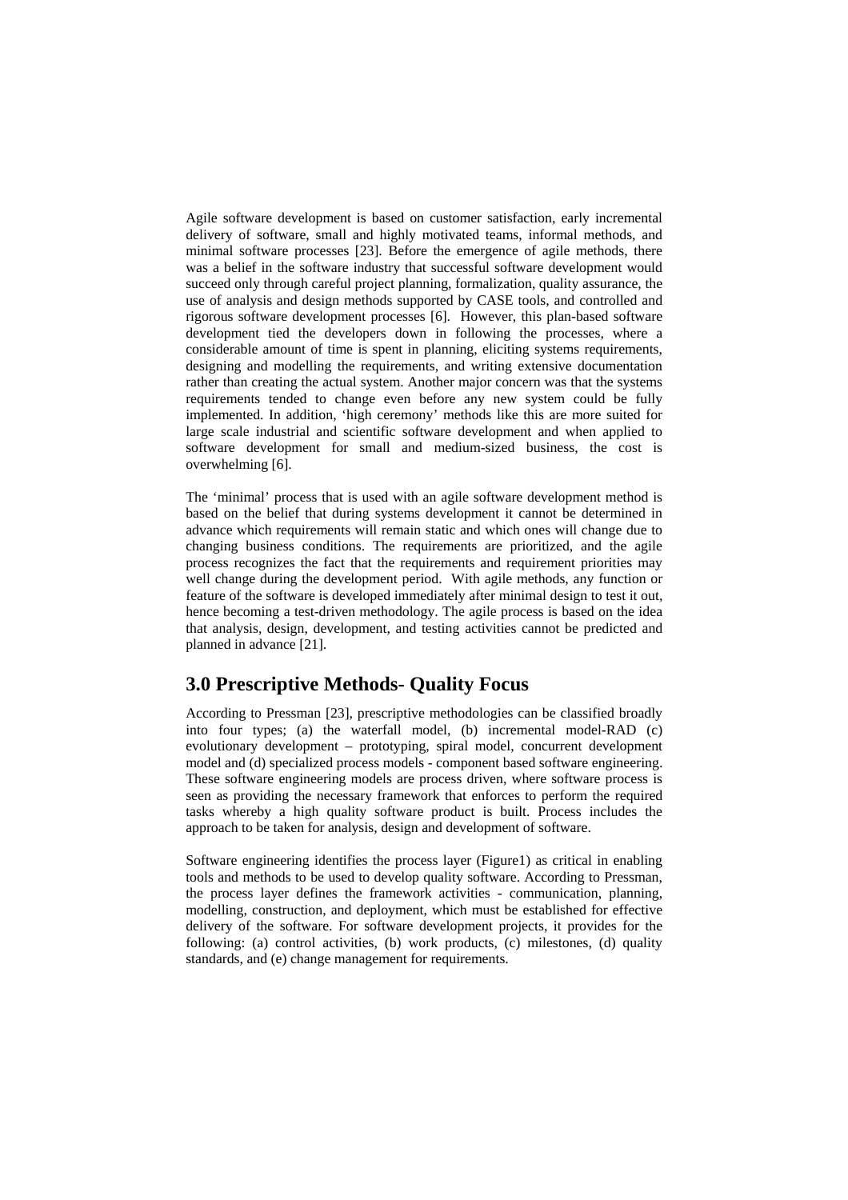Agile software development is based on customer satisfaction, early incremental delivery of software, small and highly motivated teams, informal methods, and minimal software processes [23]. Before the emergence of agile methods, there was a belief in the software industry that successful software development would succeed only through careful project planning, formalization, quality assurance, the use of analysis and design methods supported by CASE tools, and controlled and rigorous software development processes [6]. However, this plan-based software development tied the developers down in following the processes, where a considerable amount of time is spent in planning, eliciting systems requirements, designing and modelling the requirements, and writing extensive documentation rather than creating the actual system. Another major concern was that the systems requirements tended to change even before any new system could be fully implemented. In addition, 'high ceremony' methods like this are more suited for large scale industrial and scientific software development and when applied to software development for small and medium-sized business, the cost is overwhelming [6].

The 'minimal' process that is used with an agile software development method is based on the belief that during systems development it cannot be determined in advance which requirements will remain static and which ones will change due to changing business conditions. The requirements are prioritized, and the agile process recognizes the fact that the requirements and requirement priorities may well change during the development period. With agile methods, any function or feature of the software is developed immediately after minimal design to test it out, hence becoming a test-driven methodology. The agile process is based on the idea that analysis, design, development, and testing activities cannot be predicted and planned in advance [21].

## 3.0 Prescriptive Methods- Quality Focus

According to Pressman [23], prescriptive methodologies can be classified broadly into four types; (a) the waterfall model, (b) incremental model-RAD (c) evolutionary development – prototyping, spiral model, concurrent development model and (d) specialized process models - component based software engineering. These software engineering models are process driven, where software process is seen as providing the necessary framework that enforces to perform the required tasks whereby a high quality software product is built. Process includes the approach to be taken for analysis, design and development of software.

Software engineering identifies the process layer (Figure1) as critical in enabling tools and methods to be used to develop quality software. According to Pressman, the process layer defines the framework activities - communication, planning, modelling, construction, and deployment, which must be established for effective delivery of the software. For software development projects, it provides for the following: (a) control activities, (b) work products, (c) milestones, (d) quality standards, and (e) change management for requirements.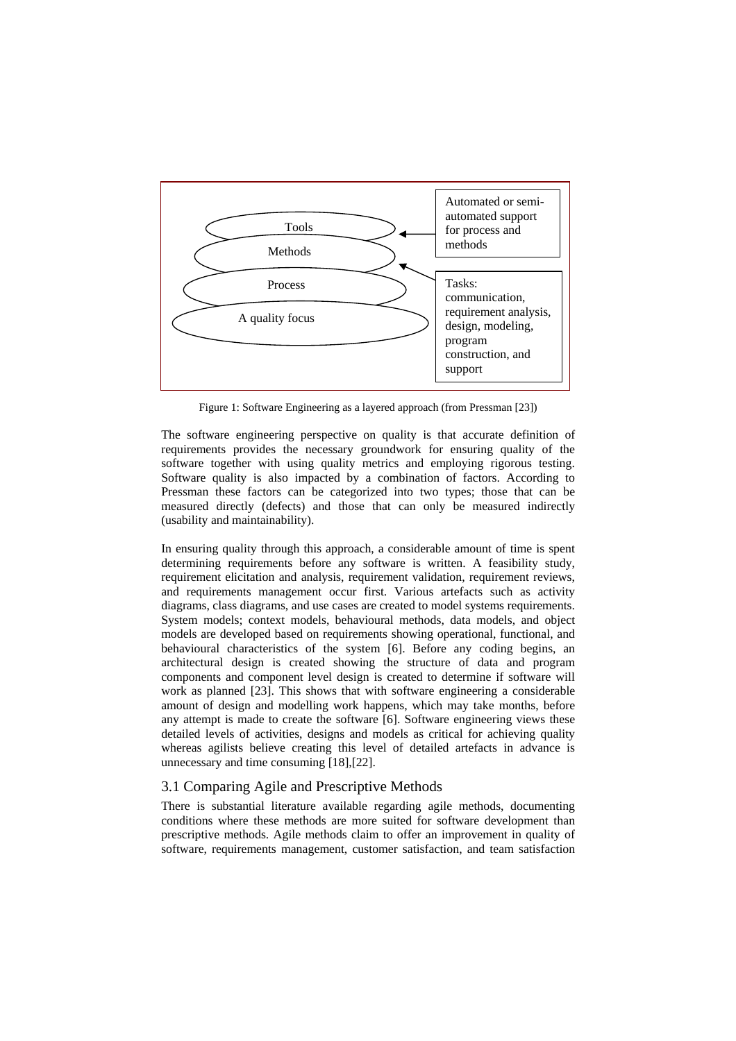Tools

Methods

Process

A quality focus

Automated or semi-automated support for process and methods

Tasks: communication, requirement analysis, design, modeling, program construction, and support

Figure 1: Software Engineering as a layered approach (from Pressman [23])

The software engineering perspective on quality is that accurate definition of requirements provides the necessary groundwork for ensuring quality of the software together with using quality metrics and employing rigorous testing. Software quality is also impacted by a combination of factors. According to Pressman these factors can be categorized into two types; those that can be measured directly (defects) and those that can only be measured indirectly (usability and maintainability).

In ensuring quality through this approach, a considerable amount of time is spent determining requirements before any software is written. A feasibility study, requirement elicitation and analysis, requirement validation, requirement reviews, and requirements management occur first. Various artefacts such as activity diagrams, class diagrams, and use cases are created to model systems requirements. System models; context models, behavioural methods, data models, and object models are developed based on requirements showing operational, functional, and behavioural characteristics of the system [6]. Before any coding begins, an architectural design is created showing the structure of data and program components and component level design is created to determine if software will work as planned [23]. This shows that with software engineering a considerable amount of design and modelling work happens, which may take months, before any attempt is made to create the software [6]. Software engineering views these detailed levels of activities, designs and models as critical for achieving quality whereas agilists believe creating this level of detailed artefacts in advance is unnecessary and time consuming [18],[22].

## 3.1 Comparing Agile and Prescriptive Methods

There is substantial literature available regarding agile methods, documenting conditions where these methods are more suited for software development than prescriptive methods. Agile methods claim to offer an improvement in quality of software, requirements management, customer satisfaction, and team satisfaction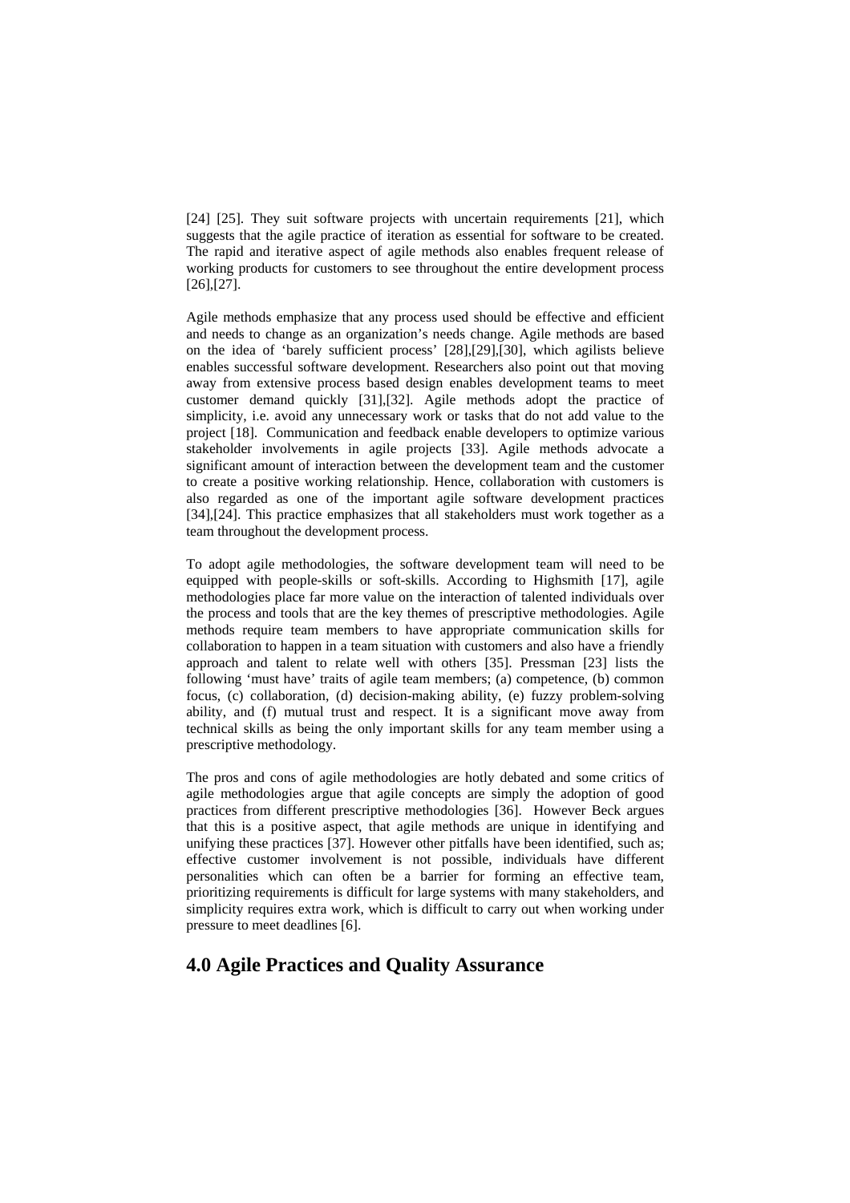[24] [25]. They suit software projects with uncertain requirements [21], which suggests that the agile practice of iteration as essential for software to be created. The rapid and iterative aspect of agile methods also enables frequent release of working products for customers to see throughout the entire development process [26],[27].

Agile methods emphasize that any process used should be effective and efficient and needs to change as an organization's needs change. Agile methods are based on the idea of 'barely sufficient process' [28],[29],[30], which agilists believe enables successful software development. Researchers also point out that moving away from extensive process based design enables development teams to meet customer demand quickly [31],[32]. Agile methods adopt the practice of simplicity, i.e. avoid any unnecessary work or tasks that do not add value to the project [18]. Communication and feedback enable developers to optimize various stakeholder involvements in agile projects [33]. Agile methods advocate a significant amount of interaction between the development team and the customer to create a positive working relationship. Hence, collaboration with customers is also regarded as one of the important agile software development practices [34],[24]. This practice emphasizes that all stakeholders must work together as a team throughout the development process.

To adopt agile methodologies, the software development team will need to be equipped with people-skills or soft-skills. According to Highsmith [17], agile methodologies place far more value on the interaction of talented individuals over the process and tools that are the key themes of prescriptive methodologies. Agile methods require team members to have appropriate communication skills for collaboration to happen in a team situation with customers and also have a friendly approach and talent to relate well with others [35]. Pressman [23] lists the following 'must have' traits of agile team members; (a) competence, (b) common focus, (c) collaboration, (d) decision-making ability, (e) fuzzy problem-solving ability, and (f) mutual trust and respect. It is a significant move away from technical skills as being the only important skills for any team member using a prescriptive methodology.

The pros and cons of agile methodologies are hotly debated and some critics of agile methodologies argue that agile concepts are simply the adoption of good practices from different prescriptive methodologies [36]. However Beck argues that this is a positive aspect, that agile methods are unique in identifying and unifying these practices [37]. However other pitfalls have been identified, such as; effective customer involvement is not possible, individuals have different personalities which can often be a barrier for forming an effective team, prioritizing requirements is difficult for large systems with many stakeholders, and simplicity requires extra work, which is difficult to carry out when working under pressure to meet deadlines [6].

## 4.0 Agile Practices and Quality Assurance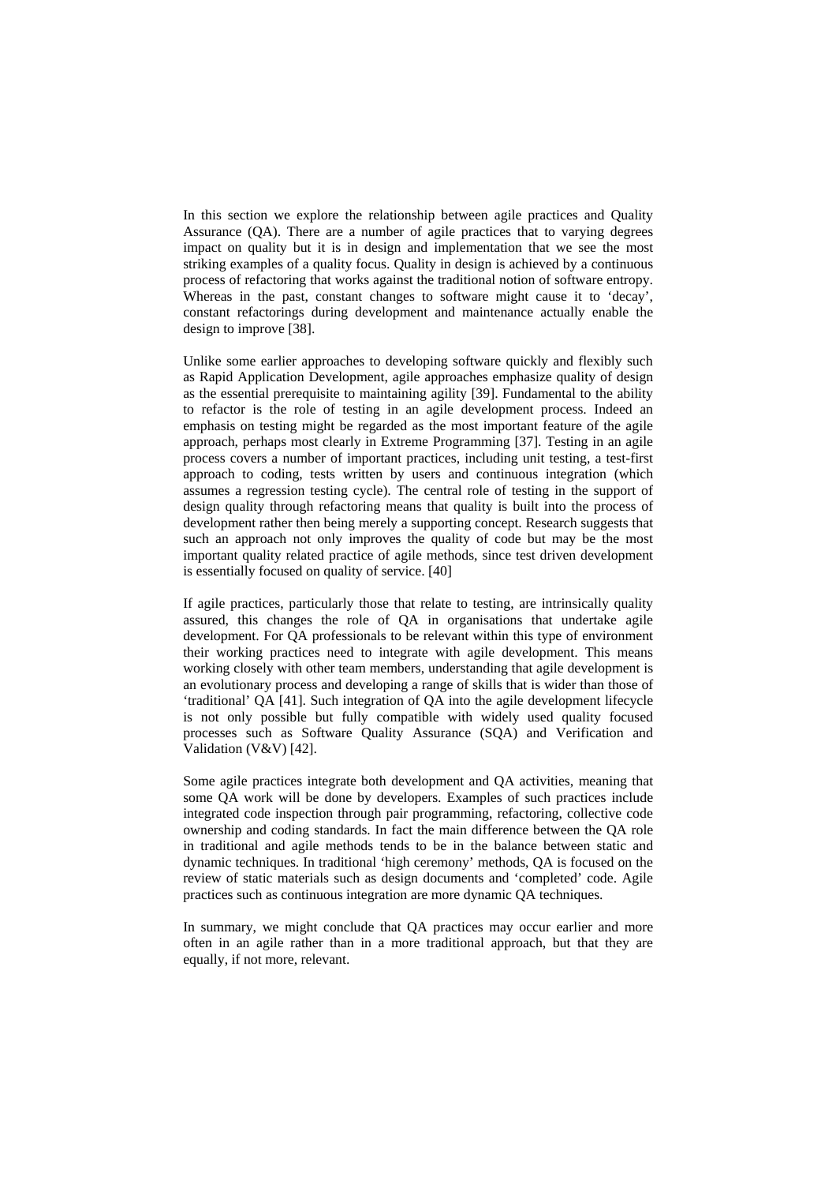In this section we explore the relationship between agile practices and Quality Assurance (QA). There are a number of agile practices that to varying degrees impact on quality but it is in design and implementation that we see the most striking examples of a quality focus. Quality in design is achieved by a continuous process of refactoring that works against the traditional notion of software entropy. Whereas in the past, constant changes to software might cause it to 'decay', constant refactorings during development and maintenance actually enable the design to improve [38].

Unlike some earlier approaches to developing software quickly and flexibly such as Rapid Application Development, agile approaches emphasize quality of design as the essential prerequisite to maintaining agility [39]. Fundamental to the ability to refactor is the role of testing in an agile development process. Indeed an emphasis on testing might be regarded as the most important feature of the agile approach, perhaps most clearly in Extreme Programming [37]. Testing in an agile process covers a number of important practices, including unit testing, a test-first approach to coding, tests written by users and continuous integration (which assumes a regression testing cycle). The central role of testing in the support of design quality through refactoring means that quality is built into the process of development rather then being merely a supporting concept. Research suggests that such an approach not only improves the quality of code but may be the most important quality related practice of agile methods, since test driven development is essentially focused on quality of service. [40]

If agile practices, particularly those that relate to testing, are intrinsically quality assured, this changes the role of QA in organisations that undertake agile development. For QA professionals to be relevant within this type of environment their working practices need to integrate with agile development. This means working closely with other team members, understanding that agile development is an evolutionary process and developing a range of skills that is wider than those of 'traditional' QA [41]. Such integration of QA into the agile development lifecycle is not only possible but fully compatible with widely used quality focused processes such as Software Quality Assurance (SQA) and Verification and Validation (V&V) [42].

Some agile practices integrate both development and QA activities, meaning that some QA work will be done by developers. Examples of such practices include integrated code inspection through pair programming, refactoring, collective code ownership and coding standards. In fact the main difference between the QA role in traditional and agile methods tends to be in the balance between static and dynamic techniques. In traditional 'high ceremony' methods, QA is focused on the review of static materials such as design documents and 'completed' code. Agile practices such as continuous integration are more dynamic QA techniques.

In summary, we might conclude that QA practices may occur earlier and more often in an agile rather than in a more traditional approach, but that they are equally, if not more, relevant.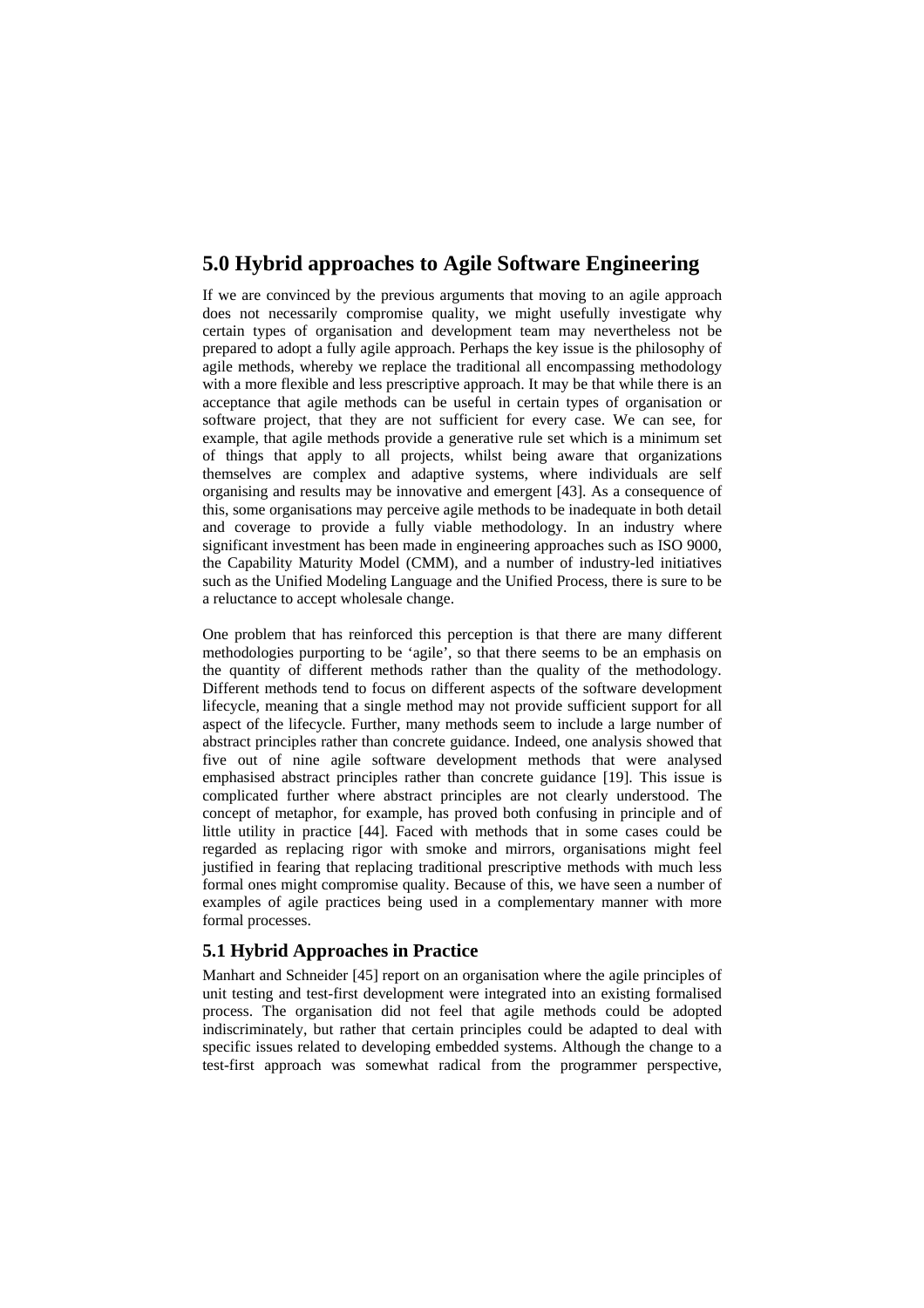## 5.0 Hybrid approaches to Agile Software Engineering

If we are convinced by the previous arguments that moving to an agile approach does not necessarily compromise quality, we might usefully investigate why certain types of organisation and development team may nevertheless not be prepared to adopt a fully agile approach. Perhaps the key issue is the philosophy of agile methods, whereby we replace the traditional all encompassing methodology with a more flexible and less prescriptive approach. It may be that while there is an acceptance that agile methods can be useful in certain types of organisation or software project, that they are not sufficient for every case. We can see, for example, that agile methods provide a generative rule set which is a minimum set of things that apply to all projects, whilst being aware that organizations themselves are complex and adaptive systems, where individuals are self organising and results may be innovative and emergent [43]. As a consequence of this, some organisations may perceive agile methods to be inadequate in both detail and coverage to provide a fully viable methodology. In an industry where significant investment has been made in engineering approaches such as ISO 9000, the Capability Maturity Model (CMM), and a number of industry-led initiatives such as the Unified Modeling Language and the Unified Process, there is sure to be a reluctance to accept wholesale change.

One problem that has reinforced this perception is that there are many different methodologies purporting to be 'agile', so that there seems to be an emphasis on the quantity of different methods rather than the quality of the methodology. Different methods tend to focus on different aspects of the software development lifecycle, meaning that a single method may not provide sufficient support for all aspect of the lifecycle. Further, many methods seem to include a large number of abstract principles rather than concrete guidance. Indeed, one analysis showed that five out of nine agile software development methods that were analysed emphasised abstract principles rather than concrete guidance [19]. This issue is complicated further where abstract principles are not clearly understood. The concept of metaphor, for example, has proved both confusing in principle and of little utility in practice [44]. Faced with methods that in some cases could be regarded as replacing rigor with smoke and mirrors, organisations might feel justified in fearing that replacing traditional prescriptive methods with much less formal ones might compromise quality. Because of this, we have seen a number of examples of agile practices being used in a complementary manner with more formal processes.

### 5.1 Hybrid Approaches in Practice

Manhart and Schneider [45] report on an organisation where the agile principles of unit testing and test-first development were integrated into an existing formalised process. The organisation did not feel that agile methods could be adopted indiscriminately, but rather that certain principles could be adapted to deal with specific issues related to developing embedded systems. Although the change to a test-first approach was somewhat radical from the programmer perspective,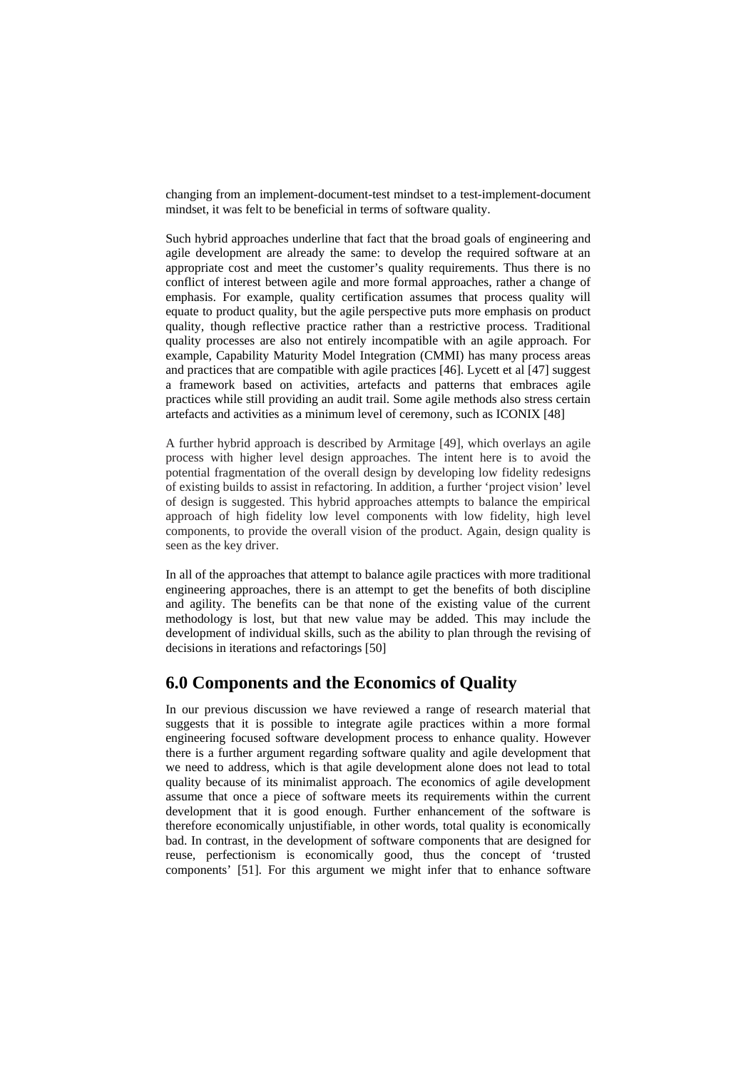changing from an implement-document-test mindset to a test-implement-document mindset, it was felt to be beneficial in terms of software quality.

Such hybrid approaches underline that fact that the broad goals of engineering and agile development are already the same: to develop the required software at an appropriate cost and meet the customer's quality requirements. Thus there is no conflict of interest between agile and more formal approaches, rather a change of emphasis. For example, quality certification assumes that process quality will equate to product quality, but the agile perspective puts more emphasis on product quality, though reflective practice rather than a restrictive process. Traditional quality processes are also not entirely incompatible with an agile approach. For example, Capability Maturity Model Integration (CMMI) has many process areas and practices that are compatible with agile practices [46]. Lycett et al [47] suggest a framework based on activities, artefacts and patterns that embraces agile practices while still providing an audit trail. Some agile methods also stress certain artefacts and activities as a minimum level of ceremony, such as ICONIX [48]

A further hybrid approach is described by Armitage [49], which overlays an agile process with higher level design approaches. The intent here is to avoid the potential fragmentation of the overall design by developing low fidelity redesigns of existing builds to assist in refactoring. In addition, a further 'project vision' level of design is suggested. This hybrid approaches attempts to balance the empirical approach of high fidelity low level components with low fidelity, high level components, to provide the overall vision of the product. Again, design quality is seen as the key driver.

In all of the approaches that attempt to balance agile practices with more traditional engineering approaches, there is an attempt to get the benefits of both discipline and agility. The benefits can be that none of the existing value of the current methodology is lost, but that new value may be added. This may include the development of individual skills, such as the ability to plan through the revising of decisions in iterations and refactorings [50]

## 6.0 Components and the Economics of Quality

In our previous discussion we have reviewed a range of research material that suggests that it is possible to integrate agile practices within a more formal engineering focused software development process to enhance quality. However there is a further argument regarding software quality and agile development that we need to address, which is that agile development alone does not lead to total quality because of its minimalist approach. The economics of agile development assume that once a piece of software meets its requirements within the current development that it is good enough. Further enhancement of the software is therefore economically unjustifiable, in other words, total quality is economically bad. In contrast, in the development of software components that are designed for reuse, perfectionism is economically good, thus the concept of 'trusted components' [51]. For this argument we might infer that to enhance software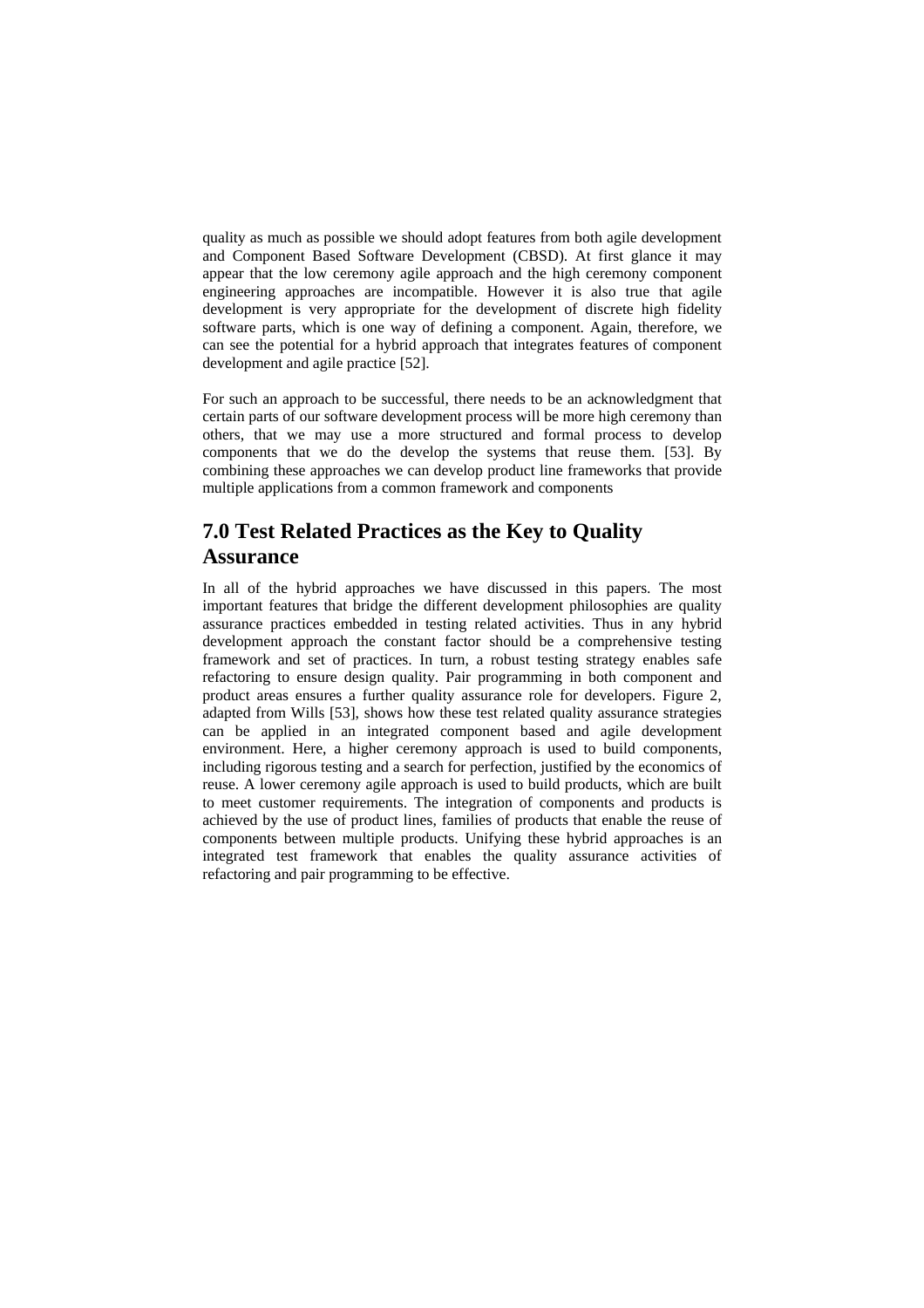quality as much as possible we should adopt features from both agile development and Component Based Software Development (CBSD). At first glance it may appear that the low ceremony agile approach and the high ceremony component engineering approaches are incompatible. However it is also true that agile development is very appropriate for the development of discrete high fidelity software parts, which is one way of defining a component. Again, therefore, we can see the potential for a hybrid approach that integrates features of component development and agile practice [52].

For such an approach to be successful, there needs to be an acknowledgment that certain parts of our software development process will be more high ceremony than others, that we may use a more structured and formal process to develop components that we do the develop the systems that reuse them. [53]. By combining these approaches we can develop product line frameworks that provide multiple applications from a common framework and components

## 7.0 Test Related Practices as the Key to Quality Assurance

In all of the hybrid approaches we have discussed in this papers. The most important features that bridge the different development philosophies are quality assurance practices embedded in testing related activities. Thus in any hybrid development approach the constant factor should be a comprehensive testing framework and set of practices. In turn, a robust testing strategy enables safe refactoring to ensure design quality. Pair programming in both component and product areas ensures a further quality assurance role for developers. Figure 2, adapted from Wills [53], shows how these test related quality assurance strategies can be applied in an integrated component based and agile development environment. Here, a higher ceremony approach is used to build components, including rigorous testing and a search for perfection, justified by the economics of reuse. A lower ceremony agile approach is used to build products, which are built to meet customer requirements. The integration of components and products is achieved by the use of product lines, families of products that enable the reuse of components between multiple products. Unifying these hybrid approaches is an integrated test framework that enables the quality assurance activities of refactoring and pair programming to be effective.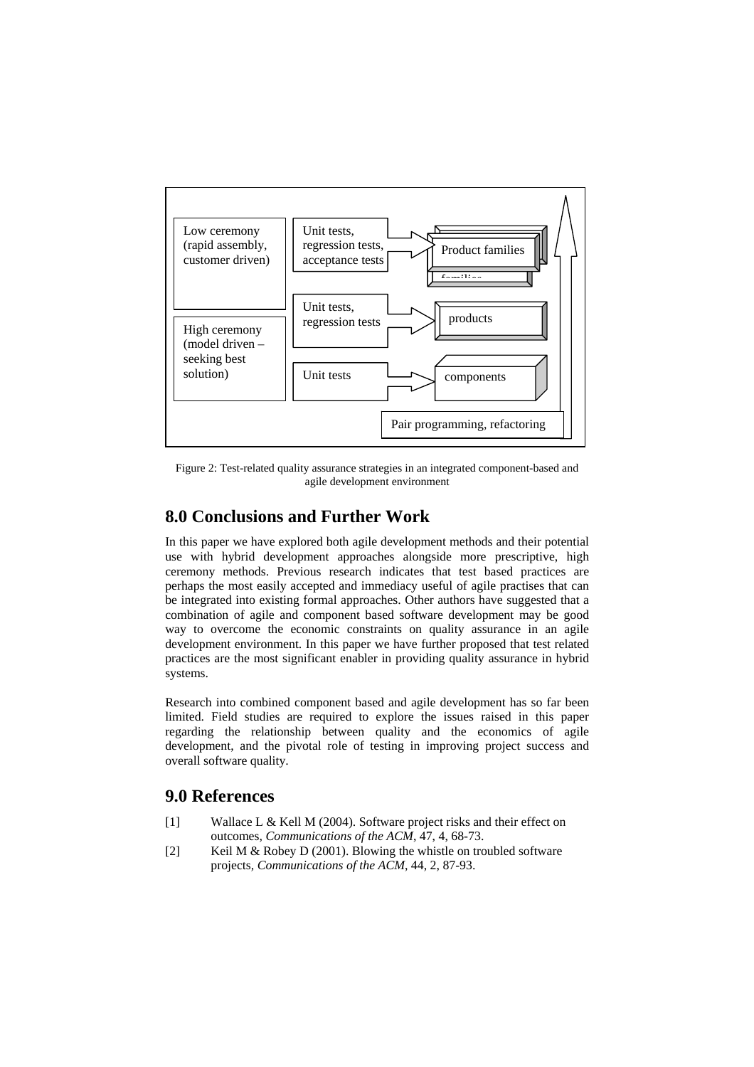Figure 2: Test-related quality assurance strategies in an integrated component-based and agile development environment

## 8.0 Conclusions and Further Work

In this paper we have explored both agile development methods and their potential use with hybrid development approaches alongside more prescriptive, high ceremony methods. Previous research indicates that test based practices are perhaps the most easily accepted and immediacy useful of agile practises that can be integrated into existing formal approaches. Other authors have suggested that a combination of agile and component based software development may be good way to overcome the economic constraints on quality assurance in an agile development environment. In this paper we have further proposed that test related practices are the most significant enabler in providing quality assurance in hybrid systems.

Research into combined component based and agile development has so far been limited. Field studies are required to explore the issues raised in this paper regarding the relationship between quality and the economics of agile development, and the pivotal role of testing in improving project success and overall software quality.

## 9.0 References

[1] Wallace L & Kell M (2004). Software project risks and their effect on outcomes, *Communications of the ACM*, 47, 4, 68-73.

[2] Keil M & Robey D (2001). Blowing the whistle on troubled software projects, *Communications of the ACM*, 44, 2, 87-93.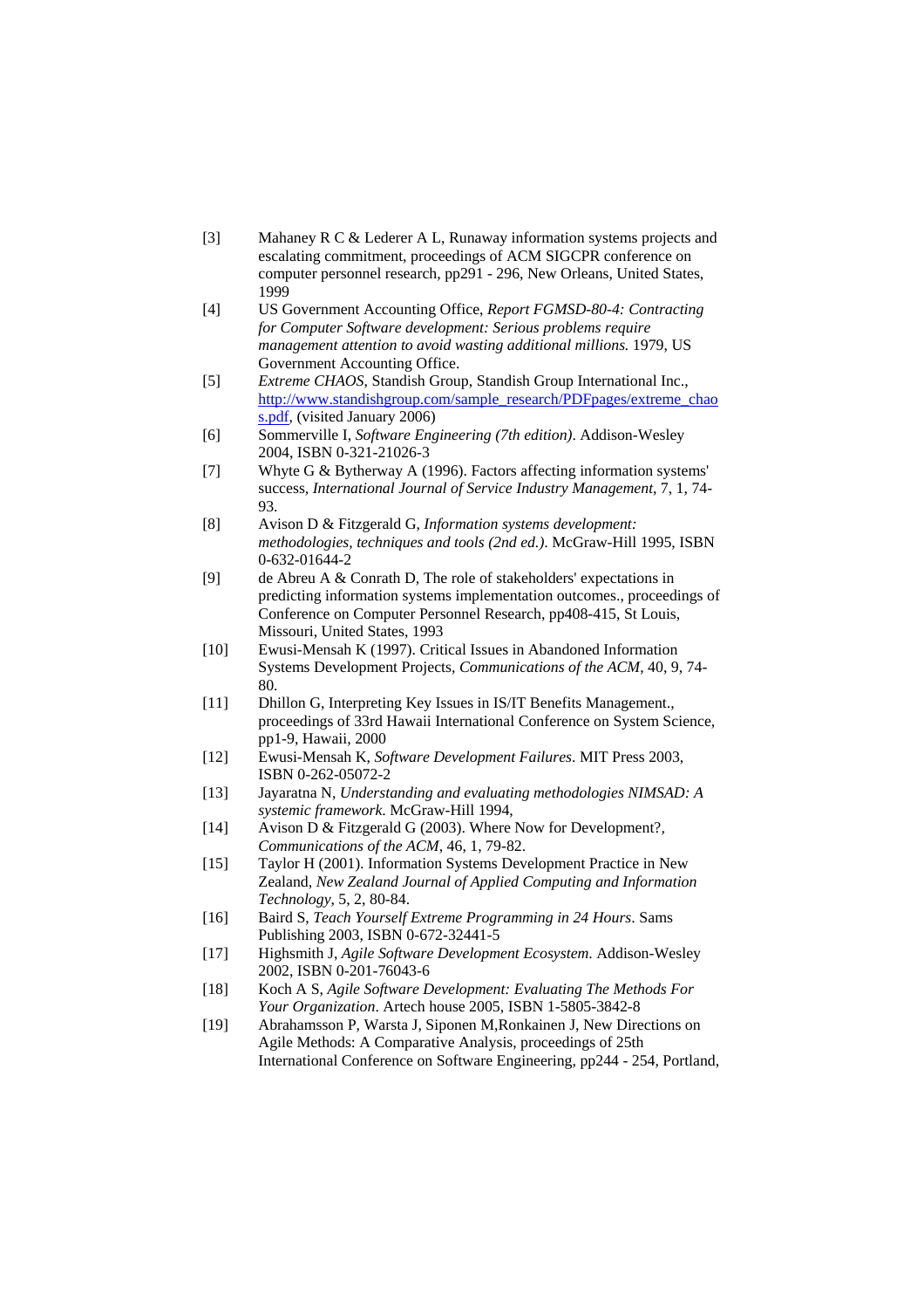[3] Mahaney R C & Lederer A L, Runaway information systems projects and escalating commitment, proceedings of ACM SIGCPR conference on computer personnel research, pp291 - 296, New Orleans, United States, 1999

[4] US Government Accounting Office, *Report FGMSD-80-4: Contracting for Computer Software development: Serious problems require management attention to avoid wasting additional millions.* 1979, US Government Accounting Office.

[5] *Extreme CHAOS*, Standish Group, Standish Group International Inc., http://www.standishgroup.com/sample_research/PDFpages/extreme_chaos.pdf, (visited January 2006)

[6] Sommerville I, *Software Engineering (7th edition)*. Addison-Wesley 2004, ISBN 0-321-21026-3

[7] Whyte G & Bytherway A (1996). Factors affecting information systems' success, *International Journal of Service Industry Management*, 7, 1, 74-93.

[8] Avison D & Fitzgerald G, *Information systems development: methodologies, techniques and tools (2nd ed.)*. McGraw-Hill 1995, ISBN 0-632-01644-2

[9] de Abreu A & Conrath D, The role of stakeholders' expectations in predicting information systems implementation outcomes., proceedings of Conference on Computer Personnel Research, pp408-415, St Louis, Missouri, United States, 1993

[10] Ewusi-Mensah K (1997). Critical Issues in Abandoned Information Systems Development Projects, *Communications of the ACM*, 40, 9, 74-80.

[11] Dhillon G, Interpreting Key Issues in IS/IT Benefits Management., proceedings of 33rd Hawaii International Conference on System Science, pp1-9, Hawaii, 2000

[12] Ewusi-Mensah K, *Software Development Failures*. MIT Press 2003, ISBN 0-262-05072-2

[13] Jayaratna N, *Understanding and evaluating methodologies NIMSAD: A systemic framework.* McGraw-Hill 1994,

[14] Avison D & Fitzgerald G (2003). Where Now for Development?, *Communications of the ACM*, 46, 1, 79-82.

[15] Taylor H (2001). Information Systems Development Practice in New Zealand, *New Zealand Journal of Applied Computing and Information Technology*, 5, 2, 80-84.

[16] Baird S, *Teach Yourself Extreme Programming in 24 Hours*. Sams Publishing 2003, ISBN 0-672-32441-5

[17] Highsmith J, *Agile Software Development Ecosystem*. Addison-Wesley 2002, ISBN 0-201-76043-6

[18] Koch A S, *Agile Software Development: Evaluating The Methods For Your Organization*. Artech house 2005, ISBN 1-5805-3842-8

[19] Abrahamsson P, Warsta J, Siponen M,Ronkainen J, New Directions on Agile Methods: A Comparative Analysis, proceedings of 25th International Conference on Software Engineering, pp244 - 254, Portland,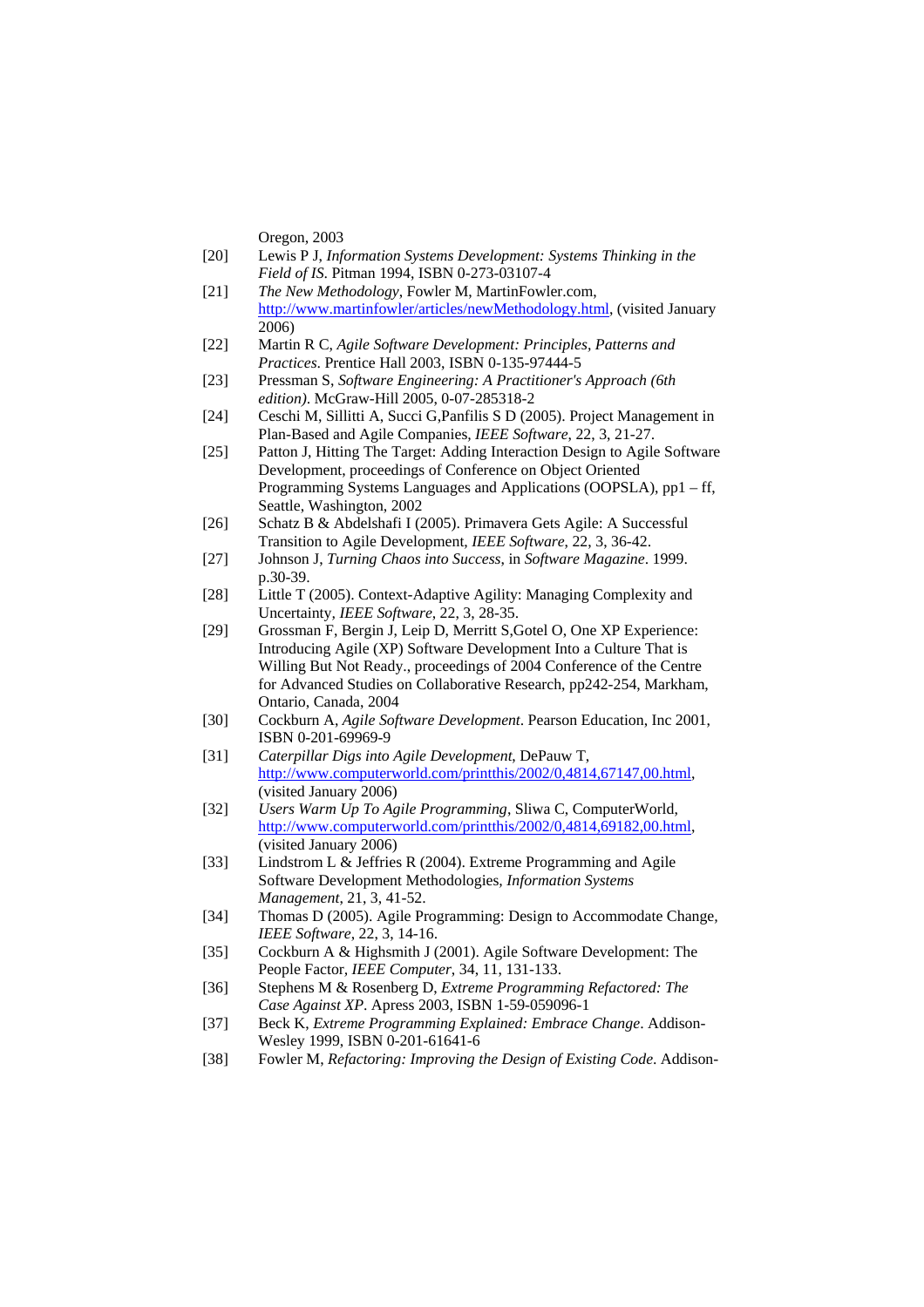Oregon, 2003

[20] Lewis P J, *Information Systems Development: Systems Thinking in the Field of IS*. Pitman 1994, ISBN 0-273-03107-4

[21] *The New Methodology*, Fowler M, MartinFowler.com, http://www.martinfowler/articles/newMethodology.html, (visited January 2006)

[22] Martin R C, *Agile Software Development: Principles, Patterns and Practices*. Prentice Hall 2003, ISBN 0-135-97444-5

[23] Pressman S, *Software Engineering: A Practitioner's Approach (6th edition)*. McGraw-Hill 2005, 0-07-285318-2

[24] Ceschi M, Sillitti A, Succi G,Panfilis S D (2005). Project Management in Plan-Based and Agile Companies, *IEEE Software*, 22, 3, 21-27.

[25] Patton J, Hitting The Target: Adding Interaction Design to Agile Software Development, proceedings of Conference on Object Oriented Programming Systems Languages and Applications (OOPSLA), pp1 – ff, Seattle, Washington, 2002

[26] Schatz B & Abdelshafi I (2005). Primavera Gets Agile: A Successful Transition to Agile Development, *IEEE Software*, 22, 3, 36-42.

[27] Johnson J, *Turning Chaos into Success*, in *Software Magazine*. 1999. p.30-39.

[28] Little T (2005). Context-Adaptive Agility: Managing Complexity and Uncertainty, *IEEE Software*, 22, 3, 28-35.

[29] Grossman F, Bergin J, Leip D, Merritt S,Gotel O, One XP Experience: Introducing Agile (XP) Software Development Into a Culture That is Willing But Not Ready., proceedings of 2004 Conference of the Centre for Advanced Studies on Collaborative Research, pp242-254, Markham, Ontario, Canada, 2004

[30] Cockburn A, *Agile Software Development*. Pearson Education, Inc 2001, ISBN 0-201-69969-9

[31] *Caterpillar Digs into Agile Development*, DePauw T, http://www.computerworld.com/printthis/2002/0,4814,67147,00.html, (visited January 2006)

[32] *Users Warm Up To Agile Programming*, Sliwa C, ComputerWorld, http://www.computerworld.com/printthis/2002/0,4814,69182,00.html, (visited January 2006)

[33] Lindstrom L & Jeffries R (2004). Extreme Programming and Agile Software Development Methodologies, *Information Systems Management*, 21, 3, 41-52.

[34] Thomas D (2005). Agile Programming: Design to Accommodate Change, *IEEE Software*, 22, 3, 14-16.

[35] Cockburn A & Highsmith J (2001). Agile Software Development: The People Factor, *IEEE Computer*, 34, 11, 131-133.

[36] Stephens M & Rosenberg D, *Extreme Programming Refactored: The Case Against XP*. Apress 2003, ISBN 1-59-059096-1

[37] Beck K, *Extreme Programming Explained: Embrace Change*. Addison-Wesley 1999, ISBN 0-201-61641-6

[38] Fowler M, *Refactoring: Improving the Design of Existing Code*. Addison-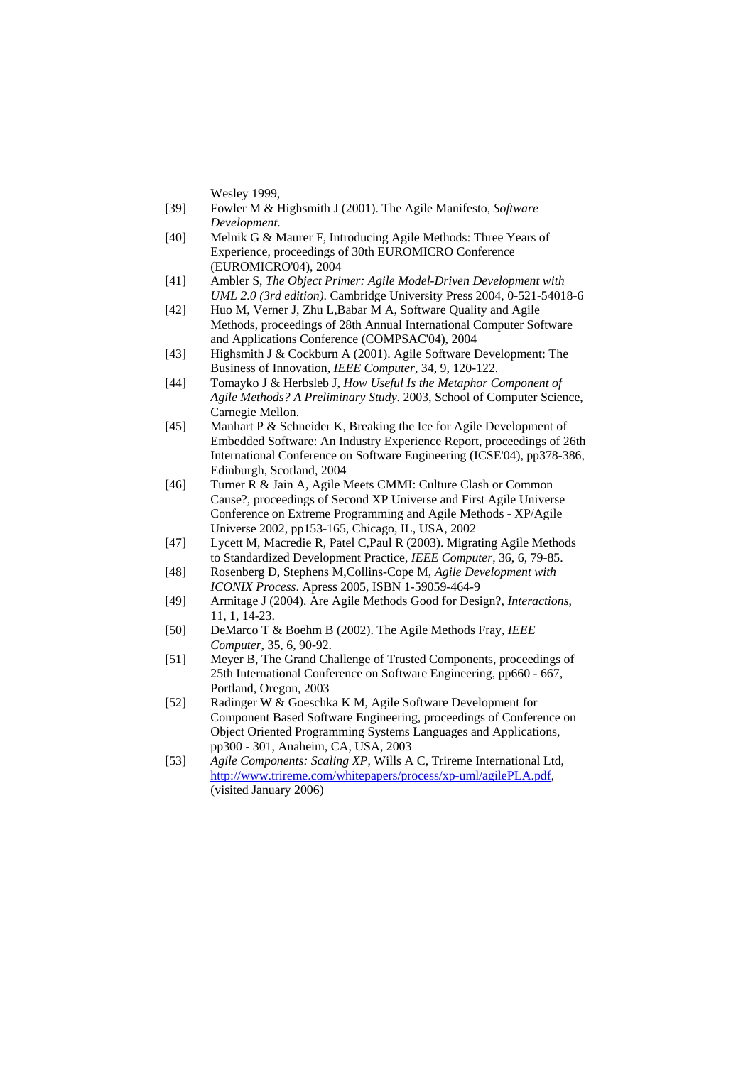Wesley 1999,

[39] Fowler M & Highsmith J (2001). The Agile Manifesto, *Software Development*.

[40] Melnik G & Maurer F, Introducing Agile Methods: Three Years of Experience, proceedings of 30th EUROMICRO Conference (EUROMICRO'04), 2004

[41] Ambler S, *The Object Primer: Agile Model-Driven Development with UML 2.0 (3rd edition)*. Cambridge University Press 2004, 0-521-54018-6

[42] Huo M, Verner J, Zhu L,Babar M A, Software Quality and Agile Methods, proceedings of 28th Annual International Computer Software and Applications Conference (COMPSAC'04), 2004

[43] Highsmith J & Cockburn A (2001). Agile Software Development: The Business of Innovation, *IEEE Computer*, 34, 9, 120-122.

[44] Tomayko J & Herbsleb J, *How Useful Is the Metaphor Component of Agile Methods? A Preliminary Study*. 2003, School of Computer Science, Carnegie Mellon.

[45] Manhart P & Schneider K, Breaking the Ice for Agile Development of Embedded Software: An Industry Experience Report, proceedings of 26th International Conference on Software Engineering (ICSE'04), pp378-386, Edinburgh, Scotland, 2004

[46] Turner R & Jain A, Agile Meets CMMI: Culture Clash or Common Cause?, proceedings of Second XP Universe and First Agile Universe Conference on Extreme Programming and Agile Methods - XP/Agile Universe 2002, pp153-165, Chicago, IL, USA, 2002

[47] Lycett M, Macredie R, Patel C,Paul R (2003). Migrating Agile Methods to Standardized Development Practice, *IEEE Computer*, 36, 6, 79-85.

[48] Rosenberg D, Stephens M,Collins-Cope M, *Agile Development with ICONIX Process*. Apress 2005, ISBN 1-59059-464-9

[49] Armitage J (2004). Are Agile Methods Good for Design?, *Interactions*, 11, 1, 14-23.

[50] DeMarco T & Boehm B (2002). The Agile Methods Fray, *IEEE Computer*, 35, 6, 90-92.

[51] Meyer B, The Grand Challenge of Trusted Components, proceedings of 25th International Conference on Software Engineering, pp660 - 667, Portland, Oregon, 2003

[52] Radinger W & Goeschka K M, Agile Software Development for Component Based Software Engineering, proceedings of Conference on Object Oriented Programming Systems Languages and Applications, pp300 - 301, Anaheim, CA, USA, 2003

[53] *Agile Components: Scaling XP*, Wills A C, Trireme International Ltd, http://www.trireme.com/whitepapers/process/xp-uml/agilePLA.pdf, (visited January 2006)